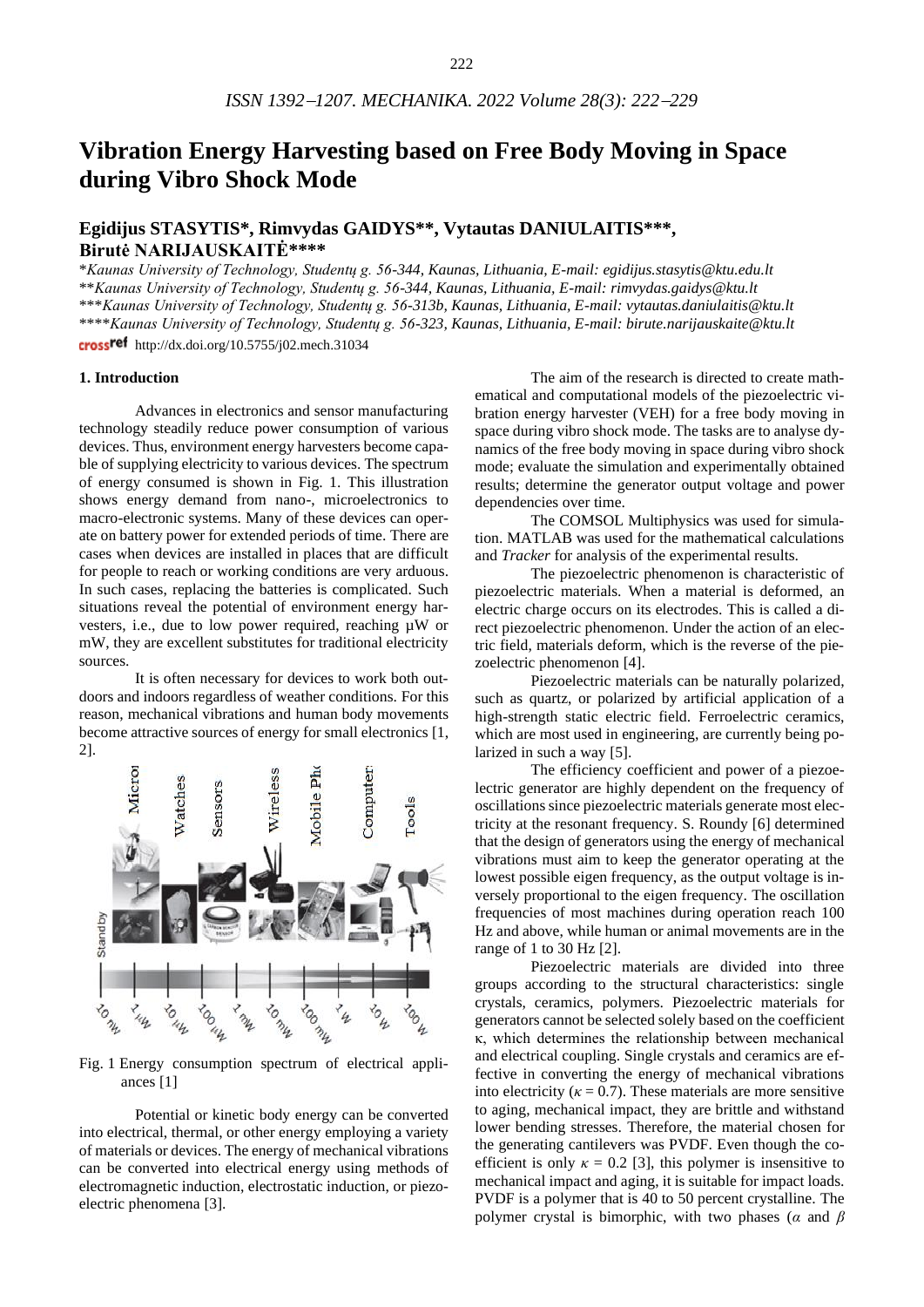# Vibration Energy Harvesting based on Free Body Moving in Space during Vibro Shock Mode

## Egidijus STASYTIS*, Rimvydas GAIDYS**, Vytautas DANIULAITIS***, Birutė NARIJAUSKAITĖ****

*\*Kaunas University of Technology, Studentų g. 56-344, Kaunas, Lithuania, E-mail: egidijus.stasytis@ktu.edu.lt*
*\*\*Kaunas University of Technology, Studentų g. 56-344, Kaunas, Lithuania, E-mail: rimvydas.gaidys@ktu.lt*
*\*\*\*Kaunas University of Technology, Studentų g. 56-313b, Kaunas, Lithuania, E-mail: vytautas.daniulaitis@ktu.lt*
*\*\*\*\*Kaunas University of Technology, Studentų g. 56-323, Kaunas, Lithuania, E-mail: birute.narijauskaite@ktu.lt*

crossref http://dx.doi.org/10.5755/j02.mech.31034

### 1. Introduction

Advances in electronics and sensor manufacturing technology steadily reduce power consumption of various devices. Thus, environment energy harvesters become capable of supplying electricity to various devices. The spectrum of energy consumed is shown in Fig. 1. This illustration shows energy demand from nano-, microelectronics to macro-electronic systems. Many of these devices can operate on battery power for extended periods of time. There are cases when devices are installed in places that are difficult for people to reach or working conditions are very arduous. In such cases, replacing the batteries is complicated. Such situations reveal the potential of environment energy harvesters, i.e., due to low power required, reaching μW or mW, they are excellent substitutes for traditional electricity sources.

It is often necessary for devices to work both outdoors and indoors regardless of weather conditions. For this reason, mechanical vibrations and human body movements become attractive sources of energy for small electronics [1, 2].

Fig. 1 Energy consumption spectrum of electrical appliances [1]

Potential or kinetic body energy can be converted into electrical, thermal, or other energy employing a variety of materials or devices. The energy of mechanical vibrations can be converted into electrical energy using methods of electromagnetic induction, electrostatic induction, or piezoelectric phenomena [3].

The aim of the research is directed to create mathematical and computational models of the piezoelectric vibration energy harvester (VEH) for a free body moving in space during vibro shock mode. The tasks are to analyse dynamics of the free body moving in space during vibro shock mode; evaluate the simulation and experimentally obtained results; determine the generator output voltage and power dependencies over time.

The COMSOL Multiphysics was used for simulation. MATLAB was used for the mathematical calculations and *Tracker* for analysis of the experimental results.

The piezoelectric phenomenon is characteristic of piezoelectric materials. When a material is deformed, an electric charge occurs on its electrodes. This is called a direct piezoelectric phenomenon. Under the action of an electric field, materials deform, which is the reverse of the piezoelectric phenomenon [4].

Piezoelectric materials can be naturally polarized, such as quartz, or polarized by artificial application of a high-strength static electric field. Ferroelectric ceramics, which are most used in engineering, are currently being polarized in such a way [5].

The efficiency coefficient and power of a piezoelectric generator are highly dependent on the frequency of oscillations since piezoelectric materials generate most electricity at the resonant frequency. S. Roundy [6] determined that the design of generators using the energy of mechanical vibrations must aim to keep the generator operating at the lowest possible eigen frequency, as the output voltage is inversely proportional to the eigen frequency. The oscillation frequencies of most machines during operation reach 100 Hz and above, while human or animal movements are in the range of 1 to 30 Hz [2].

Piezoelectric materials are divided into three groups according to the structural characteristics: single crystals, ceramics, polymers. Piezoelectric materials for generators cannot be selected solely based on the coefficient κ, which determines the relationship between mechanical and electrical coupling. Single crystals and ceramics are effective in converting the energy of mechanical vibrations into electricity ($\kappa = 0.7$). These materials are more sensitive to aging, mechanical impact, they are brittle and withstand lower bending stresses. Therefore, the material chosen for the generating cantilevers was PVDF. Even though the coefficient is only $\kappa = 0.2$ [3], this polymer is insensitive to mechanical impact and aging, it is suitable for impact loads. PVDF is a polymer that is 40 to 50 percent crystalline. The polymer crystal is bimorphic, with two phases ($\alpha$ and $\beta$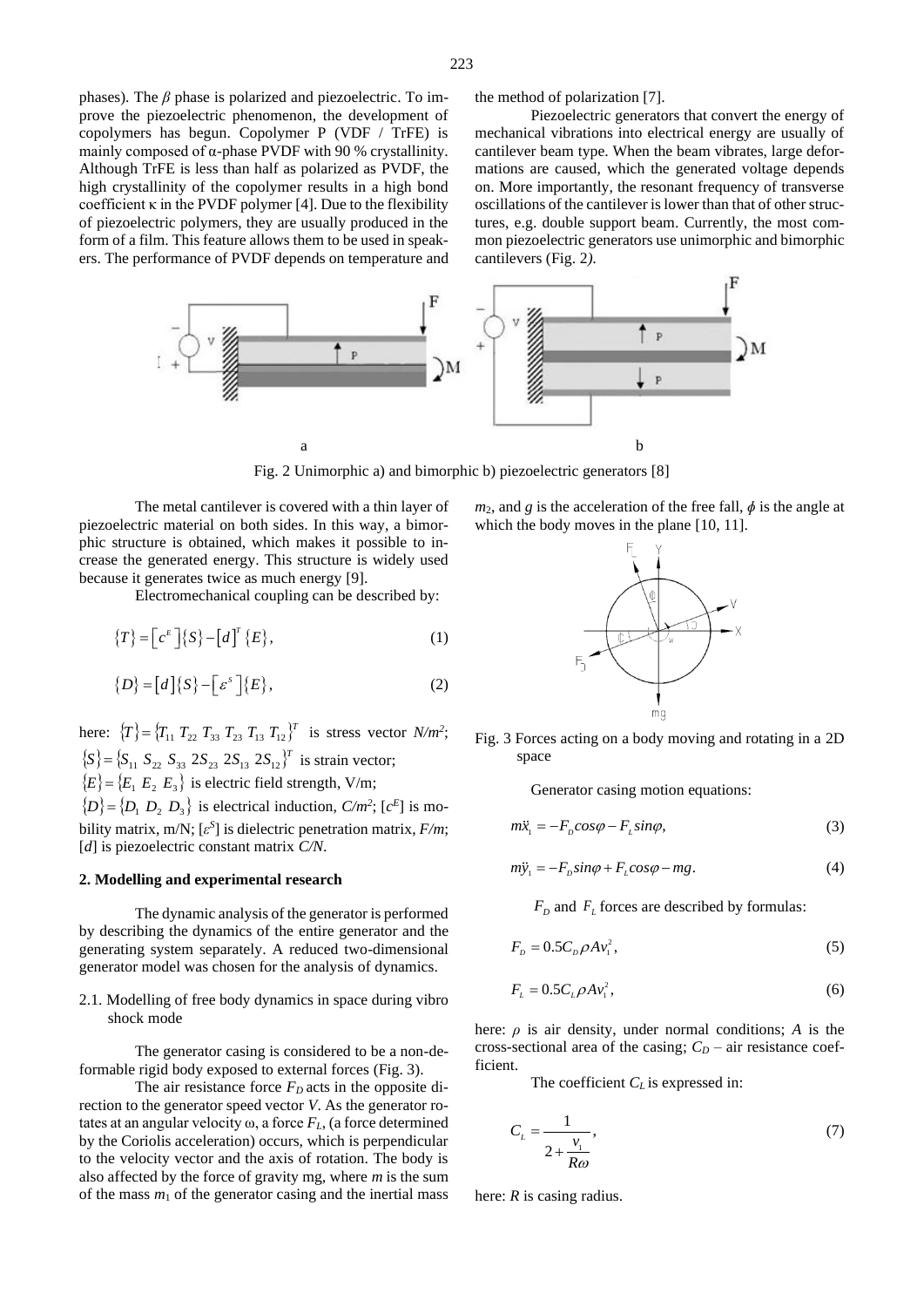phases). The $\beta$ phase is polarized and piezoelectric. To improve the piezoelectric phenomenon, the development of copolymers has begun. Copolymer P (VDF / TrFE) is mainly composed of α-phase PVDF with 90 % crystallinity. Although TrFE is less than half as polarized as PVDF, the high crystallinity of the copolymer results in a high bond coefficient κ in the PVDF polymer [4]. Due to the flexibility of piezoelectric polymers, they are usually produced in the form of a film. This feature allows them to be used in speakers. The performance of PVDF depends on temperature and the method of polarization [7].

Piezoelectric generators that convert the energy of mechanical vibrations into electrical energy are usually of cantilever beam type. When the beam vibrates, large deformations are caused, which the generated voltage depends on. More importantly, the resonant frequency of transverse oscillations of the cantilever is lower than that of other structures, e.g. double support beam. Currently, the most common piezoelectric generators use unimorphic and bimorphic cantilevers (Fig. 2).

Fig. 2 Unimorphic a) and bimorphic b) piezoelectric generators [8]

The metal cantilever is covered with a thin layer of piezoelectric material on both sides. In this way, a bimorphic structure is obtained, which makes it possible to increase the generated energy. This structure is widely used because it generates twice as much energy [9].

Electromechanical coupling can be described by:

$$\{T\} = \left[c^E\right]\{S\} - \left[d\right]^T \{E\}, \tag{1}$$

$$\{D\} = \left[d\right]\{S\} - \left[\varepsilon^S\right]\{E\}, \tag{2}$$

here: $\{T\} = \{T_{11}\ T_{22}\ T_{33}\ T_{23}\ T_{13}\ T_{12}\}^T$ is stress vector $N/m^2$; $\{S\} = \{S_{11}\ S_{22}\ S_{33}\ 2S_{23}\ 2S_{13}\ 2S_{12}\}^T$ is strain vector; $\{E\} = \{E_1\ E_2\ E_3\}$ is electric field strength, V/m; $\{D\} = \{D_1\ D_2\ D_3\}$ is electrical induction, $C/m^2$; $[c^E]$ is mobility matrix, m/N; $[\varepsilon^S]$ is dielectric penetration matrix, $F/m$; $[d]$ is piezoelectric constant matrix $C/N$.

## 2. Modelling and experimental research

The dynamic analysis of the generator is performed by describing the dynamics of the entire generator and the generating system separately. A reduced two-dimensional generator model was chosen for the analysis of dynamics.

### 2.1. Modelling of free body dynamics in space during vibro shock mode

The generator casing is considered to be a non-deformable rigid body exposed to external forces (Fig. 3).

The air resistance force $F_D$ acts in the opposite direction to the generator speed vector $V$. As the generator rotates at an angular velocity ω, a force $F_L$, (a force determined by the Coriolis acceleration) occurs, which is perpendicular to the velocity vector and the axis of rotation. The body is also affected by the force of gravity mg, where $m$ is the sum of the mass $m_1$ of the generator casing and the inertial mass $m_2$, and $g$ is the acceleration of the free fall, $\phi$ is the angle at which the body moves in the plane [10, 11].

Fig. 3 Forces acting on a body moving and rotating in a 2D space

Generator casing motion equations:

$$m\ddot{x}_1 = -F_D cos\varphi - F_L sin\varphi, \tag{3}$$

$$m\ddot{y}_1 = -F_D sin\varphi + F_L cos\varphi - mg. \tag{4}$$

$F_D$ and $F_L$ forces are described by formulas:

$$F_D = 0.5 C_D \rho A v_1^2, \tag{5}$$

$$F_L = 0.5 C_L \rho A v_1^2, \tag{6}$$

here: $\rho$ is air density, under normal conditions; $A$ is the cross-sectional area of the casing; $C_D$ – air resistance coefficient.

The coefficient $C_L$ is expressed in:

$$C_L = \frac{1}{2 + \frac{v_1}{R\omega}}, \tag{7}$$

here: $R$ is casing radius.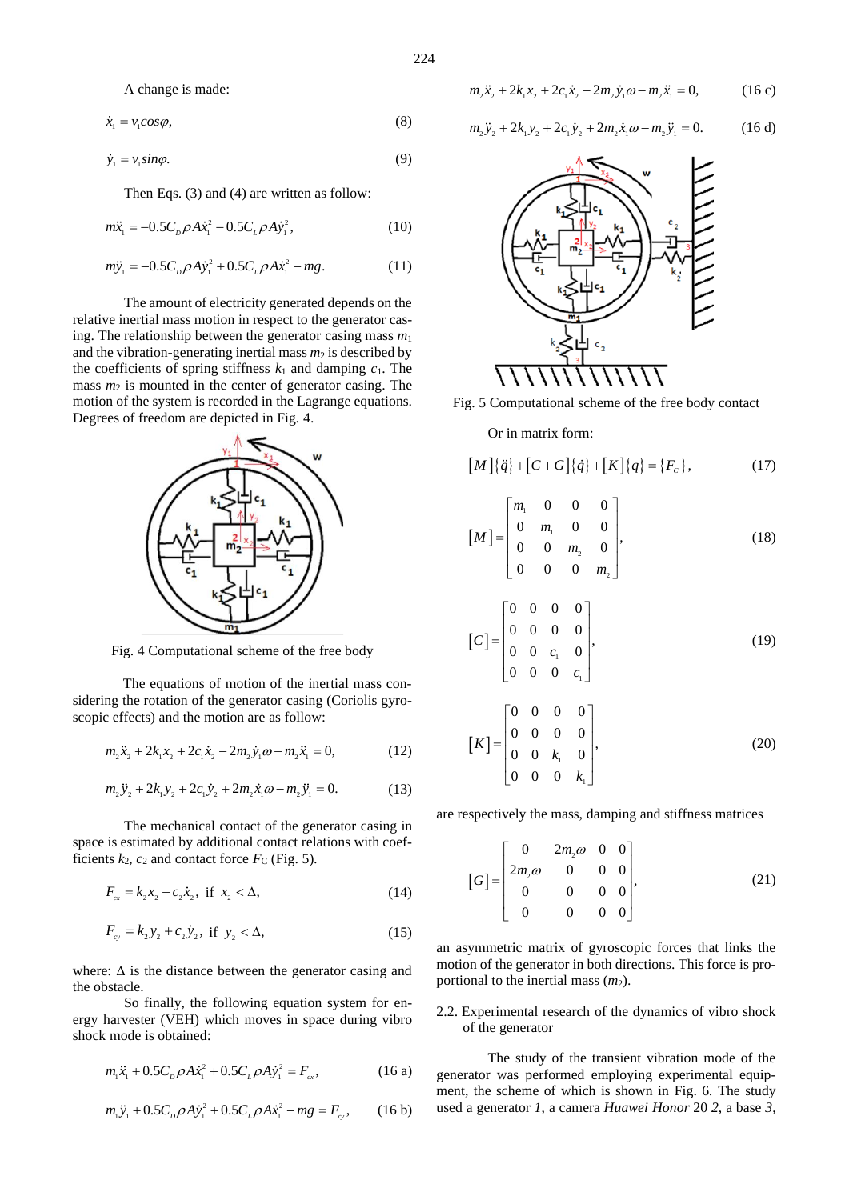A change is made:

$$\dot{x}_1 = v_1 cos\varphi, \tag{8}$$

$$\dot{y}_1 = v_1 sin\varphi. \tag{9}$$

Then Eqs. (3) and (4) are written as follow:

$$m\ddot{x}_1 = -0.5C_D\rho A\dot{x}_1^2 - 0.5C_L\rho A\dot{y}_1^2, \tag{10}$$

$$m\ddot{y}_1 = -0.5C_D\rho A\dot{y}_1^2 + 0.5C_L\rho A\dot{x}_1^2 - mg. \tag{11}$$

The amount of electricity generated depends on the relative inertial mass motion in respect to the generator casing. The relationship between the generator casing mass $m_1$ and the vibration-generating inertial mass $m_2$ is described by the coefficients of spring stiffness $k_1$ and damping $c_1$. The mass $m_2$ is mounted in the center of generator casing. The motion of the system is recorded in the Lagrange equations. Degrees of freedom are depicted in Fig. 4.

Fig. 4 Computational scheme of the free body

The equations of motion of the inertial mass considering the rotation of the generator casing (Coriolis gyroscopic effects) and the motion are as follow:

$$m_2\ddot{x}_2 + 2k_1x_2 + 2c_1\dot{x}_2 - 2m_2\dot{y}_1\omega - m_2\ddot{x}_1 = 0, \tag{12}$$

$$m_2\ddot{y}_2 + 2k_1y_2 + 2c_1\dot{y}_2 + 2m_2\dot{x}_1\omega - m_2\ddot{y}_1 = 0. \tag{13}$$

The mechanical contact of the generator casing in space is estimated by additional contact relations with coefficients $k_2$, $c_2$ and contact force $F_C$ (Fig. 5).

$$F_{cx} = k_2x_2 + c_2\dot{x}_2, \text{ if } x_2 < \Delta, \tag{14}$$

$$F_{cy} = k_2y_2 + c_2\dot{y}_2, \text{ if } y_2 < \Delta, \tag{15}$$

where: $\Delta$ is the distance between the generator casing and the obstacle.

So finally, the following equation system for energy harvester (VEH) which moves in space during vibro shock mode is obtained:

$$m_1\ddot{x}_1 + 0.5C_D\rho A\dot{x}_1^2 + 0.5C_L\rho A\dot{y}_1^2 = F_{cx}, \tag{16 a}$$

$$m_1\ddot{y}_1 + 0.5C_D\rho A\dot{y}_1^2 + 0.5C_L\rho A\dot{x}_1^2 - mg = F_{cy}, \tag{16 b}$$

$$m_2\ddot{x}_2 + 2k_1x_2 + 2c_1\dot{x}_2 - 2m_2\dot{y}_1\omega - m_2\ddot{x}_1 = 0, \tag{16 c}$$

$$m_2\ddot{y}_2 + 2k_1y_2 + 2c_1\dot{y}_2 + 2m_2\dot{x}_1\omega - m_2\ddot{y}_1 = 0. \tag{16 d}$$

Fig. 5 Computational scheme of the free body contact

Or in matrix form:

$$[M]\{\ddot{q}\} + [C+G]\{\dot{q}\} + [K]\{q\} = \{F_c\}, \tag{17}$$

$$[M] = \begin{bmatrix} m_1 & 0 & 0 & 0 \\ 0 & m_1 & 0 & 0 \\ 0 & 0 & m_2 & 0 \\ 0 & 0 & 0 & m_2 \end{bmatrix}, \tag{18}$$

$$[C] = \begin{bmatrix} 0 & 0 & 0 & 0 \\ 0 & 0 & 0 & 0 \\ 0 & 0 & c_1 & 0 \\ 0 & 0 & 0 & c_1 \end{bmatrix}, \tag{19}$$

$$[K] = \begin{bmatrix} 0 & 0 & 0 & 0 \\ 0 & 0 & 0 & 0 \\ 0 & 0 & k_1 & 0 \\ 0 & 0 & 0 & k_1 \end{bmatrix}, \tag{20}$$

are respectively the mass, damping and stiffness matrices

$$[G] = \begin{bmatrix} 0 & 2m_2\omega & 0 & 0 \\ 2m_2\omega & 0 & 0 & 0 \\ 0 & 0 & 0 & 0 \\ 0 & 0 & 0 & 0 \end{bmatrix}, \tag{21}$$

an asymmetric matrix of gyroscopic forces that links the motion of the generator in both directions. This force is proportional to the inertial mass ($m_2$).

## 2.2. Experimental research of the dynamics of vibro shock of the generator

The study of the transient vibration mode of the generator was performed employing experimental equipment, the scheme of which is shown in Fig. 6. The study used a generator *1*, a camera *Huawei Honor* 20 *2*, a base *3*,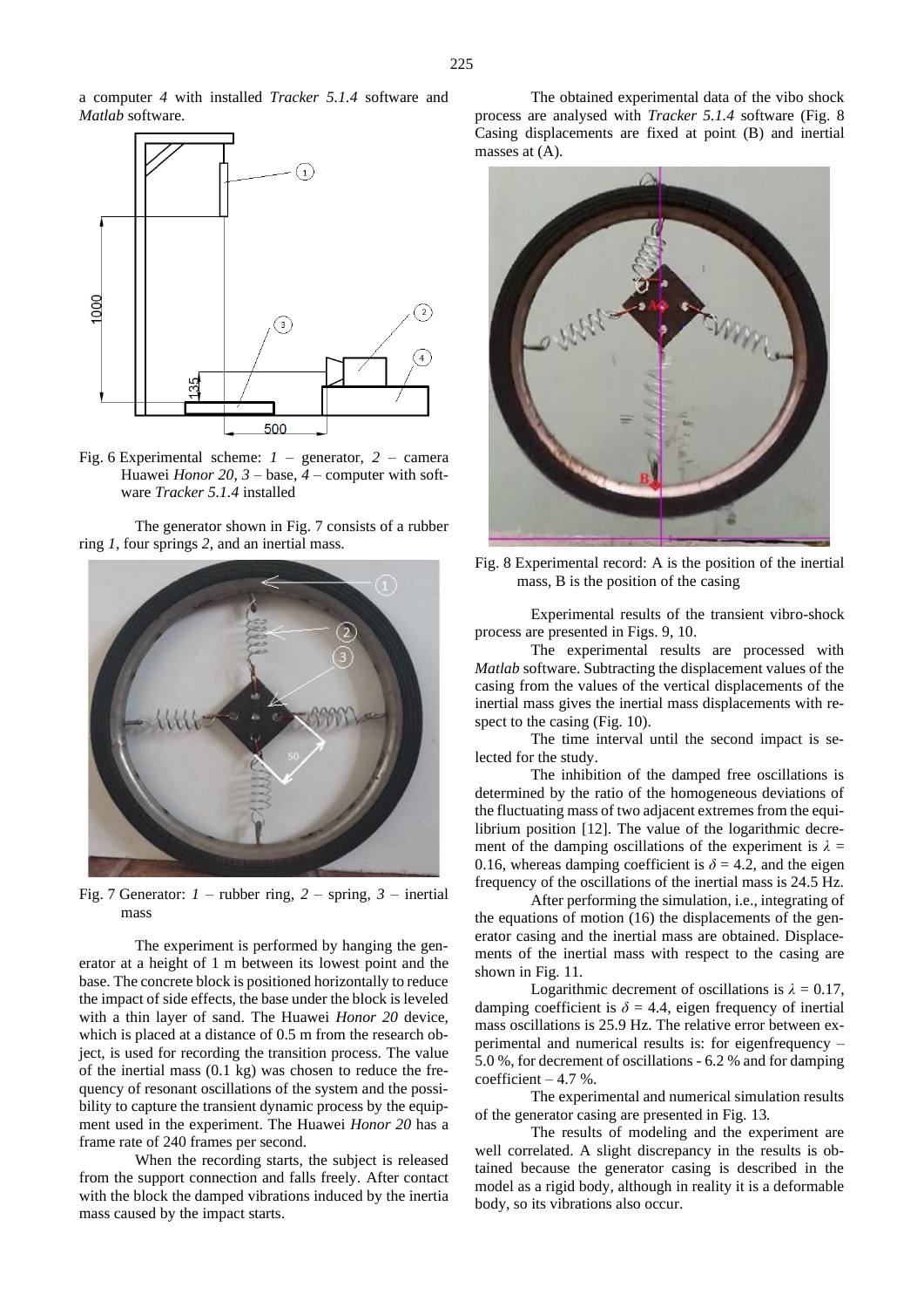a computer *4* with installed *Tracker 5.1.4* software and *Matlab* software.

Fig. 6 Experimental scheme: *1* – generator, *2* – camera Huawei *Honor 20*, *3* – base, *4* – computer with software *Tracker 5.1.4* installed

The generator shown in Fig. 7 consists of a rubber ring *1*, four springs *2*, and an inertial mass.

Fig. 7 Generator: *1* – rubber ring, *2* – spring, *3* – inertial mass

The experiment is performed by hanging the generator at a height of 1 m between its lowest point and the base. The concrete block is positioned horizontally to reduce the impact of side effects, the base under the block is leveled with a thin layer of sand. The Huawei *Honor 20* device, which is placed at a distance of 0.5 m from the research object, is used for recording the transition process. The value of the inertial mass (0.1 kg) was chosen to reduce the frequency of resonant oscillations of the system and the possibility to capture the transient dynamic process by the equipment used in the experiment. The Huawei *Honor 20* has a frame rate of 240 frames per second.

When the recording starts, the subject is released from the support connection and falls freely. After contact with the block the damped vibrations induced by the inertia mass caused by the impact starts.

The obtained experimental data of the vibo shock process are analysed with *Tracker 5.1.4* software (Fig. 8 Casing displacements are fixed at point (B) and inertial masses at (A).

Fig. 8 Experimental record: A is the position of the inertial mass, B is the position of the casing

Experimental results of the transient vibro-shock process are presented in Figs. 9, 10.

The experimental results are processed with *Matlab* software. Subtracting the displacement values of the casing from the values of the vertical displacements of the inertial mass gives the inertial mass displacements with respect to the casing (Fig. 10).

The time interval until the second impact is selected for the study.

The inhibition of the damped free oscillations is determined by the ratio of the homogeneous deviations of the fluctuating mass of two adjacent extremes from the equilibrium position [12]. The value of the logarithmic decrement of the damping oscillations of the experiment is $\lambda$ = 0.16, whereas damping coefficient is $\delta$ = 4.2, and the eigen frequency of the oscillations of the inertial mass is 24.5 Hz.

After performing the simulation, i.e., integrating of the equations of motion (16) the displacements of the generator casing and the inertial mass are obtained. Displacements of the inertial mass with respect to the casing are shown in Fig. 11.

Logarithmic decrement of oscillations is $\lambda$ = 0.17, damping coefficient is $\delta$ = 4.4, eigen frequency of inertial mass oscillations is 25.9 Hz. The relative error between experimental and numerical results is: for eigenfrequency – 5.0 %, for decrement of oscillations - 6.2 % and for damping coefficient – 4.7 %.

The experimental and numerical simulation results of the generator casing are presented in Fig. 13.

The results of modeling and the experiment are well correlated. A slight discrepancy in the results is obtained because the generator casing is described in the model as a rigid body, although in reality it is a deformable body, so its vibrations also occur.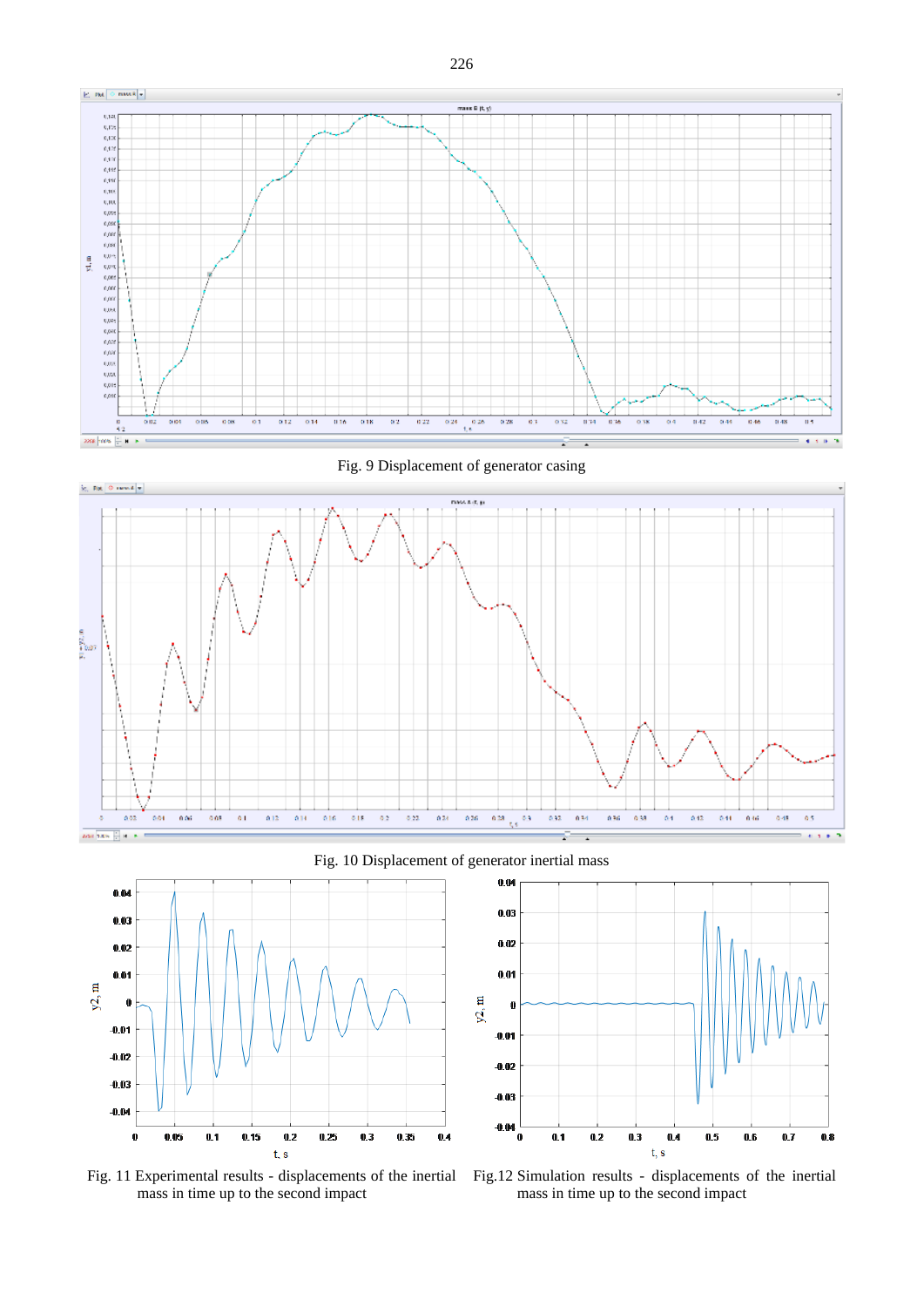Fig. 9 Displacement of generator casing

Fig. 10 Displacement of generator inertial mass

Fig. 11 Experimental results - displacements of the inertial mass in time up to the second impact

Fig.12 Simulation results - displacements of the inertial mass in time up to the second impact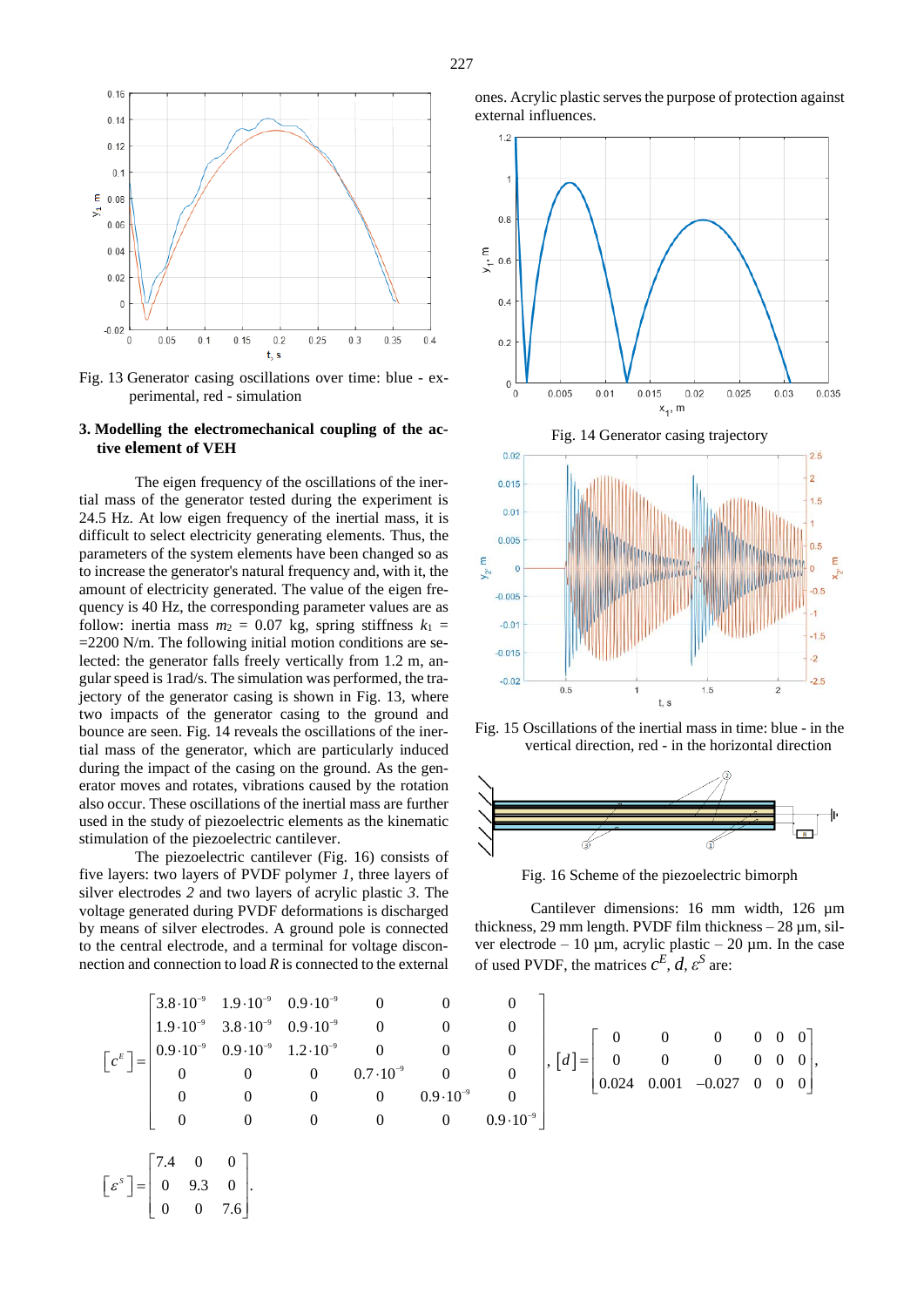Fig. 13 Generator casing oscillations over time: blue - experimental, red - simulation

### 3. Modelling the electromechanical coupling of the active element of VEH

The eigen frequency of the oscillations of the inertial mass of the generator tested during the experiment is 24.5 Hz. At low eigen frequency of the inertial mass, it is difficult to select electricity generating elements. Thus, the parameters of the system elements have been changed so as to increase the generator's natural frequency and, with it, the amount of electricity generated. The value of the eigen frequency is 40 Hz, the corresponding parameter values are as follow: inertia mass $m_2$ = 0.07 kg, spring stiffness $k_1$ = =2200 N/m. The following initial motion conditions are selected: the generator falls freely vertically from 1.2 m, angular speed is 1rad/s. The simulation was performed, the trajectory of the generator casing is shown in Fig. 13, where two impacts of the generator casing to the ground and bounce are seen. Fig. 14 reveals the oscillations of the inertial mass of the generator, which are particularly induced during the impact of the casing on the ground. As the generator moves and rotates, vibrations caused by the rotation also occur. These oscillations of the inertial mass are further used in the study of piezoelectric elements as the kinematic stimulation of the piezoelectric cantilever.

The piezoelectric cantilever (Fig. 16) consists of five layers: two layers of PVDF polymer *1*, three layers of silver electrodes *2* and two layers of acrylic plastic *3*. The voltage generated during PVDF deformations is discharged by means of silver electrodes. A ground pole is connected to the central electrode, and a terminal for voltage disconnection and connection to load *R* is connected to the external ones. Acrylic plastic serves the purpose of protection against external influences.

Fig. 14 Generator casing trajectory

Fig. 15 Oscillations of the inertial mass in time: blue - in the vertical direction, red - in the horizontal direction

Fig. 16 Scheme of the piezoelectric bimorph

Cantilever dimensions: 16 mm width, 126 µm thickness, 29 mm length. PVDF film thickness – 28 µm, silver electrode – 10 µm, acrylic plastic – 20 µm. In the case of used PVDF, the matrices $c^E$, $d$, $\varepsilon^S$ are:

$$\left[c^E\right]=\begin{bmatrix} 3.8\cdot10^{-9} & 1.9\cdot10^{-9} & 0.9\cdot10^{-9} & 0 & 0 & 0 \\ 1.9\cdot10^{-9} & 3.8\cdot10^{-9} & 0.9\cdot10^{-9} & 0 & 0 & 0 \\ 0.9\cdot10^{-9} & 0.9\cdot10^{-9} & 1.2\cdot10^{-9} & 0 & 0 & 0 \\ 0 & 0 & 0 & 0.7\cdot10^{-9} & 0 & 0 \\ 0 & 0 & 0 & 0 & 0.9\cdot10^{-9} & 0 \\ 0 & 0 & 0 & 0 & 0 & 0.9\cdot10^{-9} \end{bmatrix},\ \left[d\right]=\begin{bmatrix} 0 & 0 & 0 & 0 & 0 & 0 \\ 0 & 0 & 0 & 0 & 0 & 0 \\ 0.024 & 0.001 & -0.027 & 0 & 0 & 0 \end{bmatrix},$$

$$\left[\varepsilon^S\right]=\begin{bmatrix} 7.4 & 0 & 0 \\ 0 & 9.3 & 0 \\ 0 & 0 & 7.6 \end{bmatrix}.$$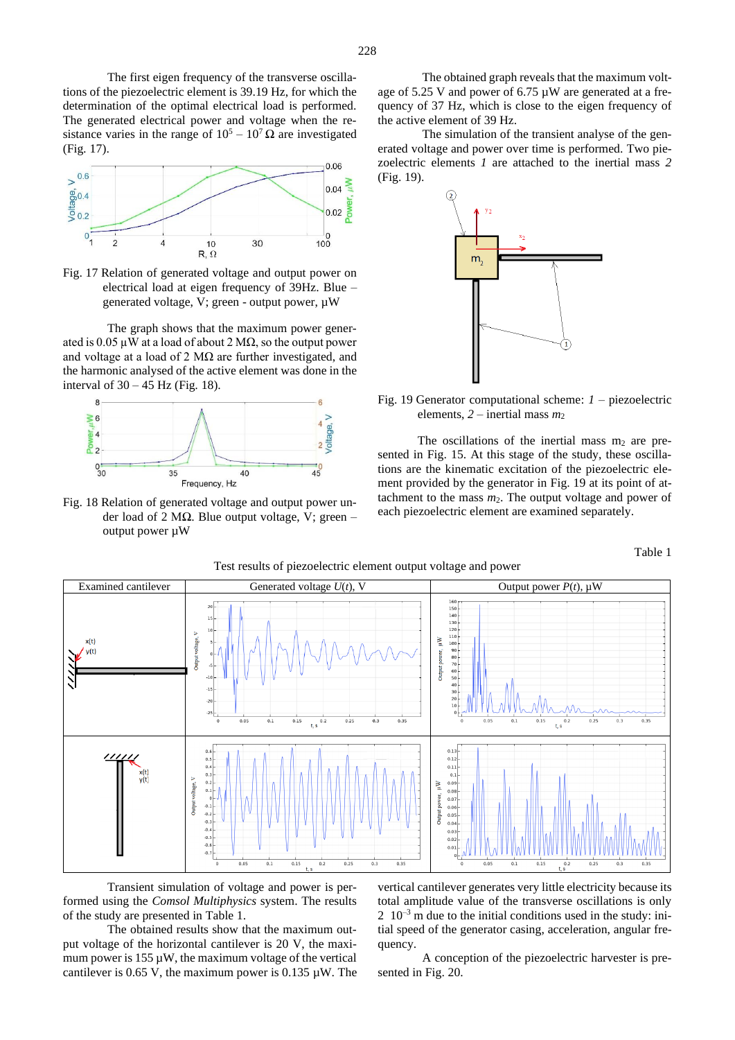The first eigen frequency of the transverse oscillations of the piezoelectric element is 39.19 Hz, for which the determination of the optimal electrical load is performed. The generated electrical power and voltage when the resistance varies in the range of $10^5$ – $10^7$ Ω are investigated (Fig. 17).

Fig. 17 Relation of generated voltage and output power on electrical load at eigen frequency of 39Hz. Blue – generated voltage, V; green - output power, μW

The graph shows that the maximum power generated is 0.05 μW at a load of about 2 MΩ, so the output power and voltage at a load of 2 MΩ are further investigated, and the harmonic analysed of the active element was done in the interval of 30 – 45 Hz (Fig. 18).

Fig. 18 Relation of generated voltage and output power under load of 2 MΩ. Blue output voltage, V; green – output power μW

The obtained graph reveals that the maximum voltage of 5.25 V and power of 6.75 μW are generated at a frequency of 37 Hz, which is close to the eigen frequency of the active element of 39 Hz.

The simulation of the transient analyse of the generated voltage and power over time is performed. Two piezoelectric elements *1* are attached to the inertial mass *2* (Fig. 19).

Fig. 19 Generator computational scheme: *1* – piezoelectric elements, *2* – inertial mass $m_2$

The oscillations of the inertial mass $m_2$ are presented in Fig. 15. At this stage of the study, these oscillations are the kinematic excitation of the piezoelectric element provided by the generator in Fig. 19 at its point of attachment to the mass $m_2$. The output voltage and power of each piezoelectric element are examined separately.

Table 1

Test results of piezoelectric element output voltage and power

| Examined cantilever | Generated voltage $U(t)$, V | Output power $P(t)$, μW |
|---|---|---|
| | | |
| | | |

Transient simulation of voltage and power is performed using the *Comsol Multiphysics* system. The results of the study are presented in Table 1.

The obtained results show that the maximum output voltage of the horizontal cantilever is 20 V, the maximum power is 155 μW, the maximum voltage of the vertical cantilever is 0.65 V, the maximum power is 0.135 μW. The vertical cantilever generates very little electricity because its total amplitude value of the transverse oscillations is only $2 \cdot 10^{-3}$ m due to the initial conditions used in the study: initial speed of the generator casing, acceleration, angular frequency.

A conception of the piezoelectric harvester is presented in Fig. 20.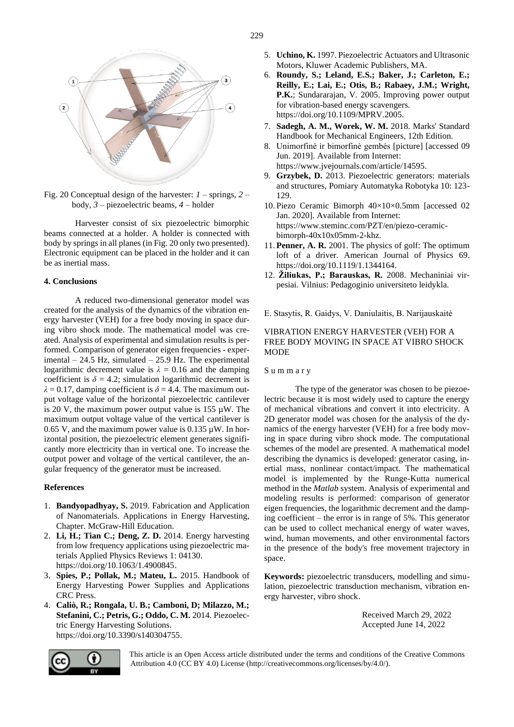Fig. 20 Conceptual design of the harvester: *1* – springs, *2* – body, *3* – piezoelectric beams, *4* – holder

Harvester consist of six piezoelectric bimorphic beams connected at a holder. A holder is connected with body by springs in all planes (in Fig. 20 only two presented). Electronic equipment can be placed in the holder and it can be as inertial mass.

## 4. Conclusions

A reduced two-dimensional generator model was created for the analysis of the dynamics of the vibration energy harvester (VEH) for a free body moving in space during vibro shock mode. The mathematical model was created. Analysis of experimental and simulation results is performed. Comparison of generator eigen frequencies - experimental – 24.5 Hz, simulated – 25.9 Hz. The experimental logarithmic decrement value is $\lambda = 0.16$ and the damping coefficient is $\delta = 4.2$; simulation logarithmic decrement is $\lambda = 0.17$, damping coefficient is $\delta = 4.4$. The maximum output voltage value of the horizontal piezoelectric cantilever is 20 V, the maximum power output value is 155 µW. The maximum output voltage value of the vertical cantilever is 0.65 V, and the maximum power value is 0.135 µW. In horizontal position, the piezoelectric element generates significantly more electricity than in vertical one. To increase the output power and voltage of the vertical cantilever, the angular frequency of the generator must be increased.

## References

1. **Bandyopadhyay, S.** 2019. Fabrication and Application of Nanomaterials. Applications in Energy Harvesting, Chapter. McGraw-Hill Education.
2. **Li, H.; Tian C.; Deng, Z. D.** 2014. Energy harvesting from low frequency applications using piezoelectric materials Applied Physics Reviews 1: 04130. https://doi.org/10.1063/1.4900845.
3. **Spies, P.; Pollak, M.; Mateu, L.** 2015. Handbook of Energy Harvesting Power Supplies and Applications CRC Press.
4. **Caliò, R.; Rongala, U. B.; Camboni, D; Milazzo, M.; Stefanini, C.; Petris, G.; Oddo, C. M.** 2014. Piezoelectric Energy Harvesting Solutions. https://doi.org/10.3390/s140304755.
5. **Uchino, K.** 1997. Piezoelectric Actuators and Ultrasonic Motors, Kluwer Academic Publishers, MA.
6. **Roundy, S.; Leland, E.S.; Baker, J.; Carleton, E.; Reilly, E.; Lai, E.; Otis, B.; Rabaey, J.M.; Wright, P.K.**; Sundararajan, V. 2005. Improving power output for vibration-based energy scavengers. https://doi.org/10.1109/MPRV.2005.
7. **Sadegh, A. M., Worek, W. M.** 2018. Marks' Standard Handbook for Mechanical Engineers, 12th Edition.
8. Unimorfinė ir bimorfinė gembės [picture] [accessed 09 Jun. 2019]. Available from Internet: https://www.jvejournals.com/article/14595.
9. **Grzybek, D.** 2013. Piezoelectric generators: materials and structures, Pomiary Automatyka Robotyka 10: 123-129.
10. Piezo Ceramic Bimorph 40×10×0.5mm [accessed 02 Jan. 2020]. Available from Internet: https://www.steminc.com/PZT/en/piezo-ceramic-bimorph-40x10x05mm-2-khz.
11. **Penner, A. R.** 2001. The physics of golf: The optimum loft of a driver. American Journal of Physics 69. https://doi.org/10.1119/1.1344164.
12. **Žiliukas, P.; Barauskas, R.** 2008. Mechaniniai virpesiai. Vilnius: Pedagoginio universiteto leidykla.

E. Stasytis, R. Gaidys, V. Daniulaitis, B. Narijauskaitė

VIBRATION ENERGY HARVESTER (VEH) FOR A FREE BODY MOVING IN SPACE AT VIBRO SHOCK MODE

S u m m a r y

The type of the generator was chosen to be piezoelectric because it is most widely used to capture the energy of mechanical vibrations and convert it into electricity. A 2D generator model was chosen for the analysis of the dynamics of the energy harvester (VEH) for a free body moving in space during vibro shock mode. The computational schemes of the model are presented. A mathematical model describing the dynamics is developed: generator casing, inertial mass, nonlinear contact/impact. The mathematical model is implemented by the Runge-Kutta numerical method in the *Matlab* system. Analysis of experimental and modeling results is performed: comparison of generator eigen frequencies, the logarithmic decrement and the damping coefficient – the error is in range of 5%. This generator can be used to collect mechanical energy of water waves, wind, human movements, and other environmental factors in the presence of the body's free movement trajectory in space.

**Keywords:** piezoelectric transducers, modelling and simulation, piezoelectric transduction mechanism, vibration energy harvester, vibro shock.

Received March 29, 2022
Accepted June 14, 2022

This article is an Open Access article distributed under the terms and conditions of the Creative Commons Attribution 4.0 (CC BY 4.0) License (http://creativecommons.org/licenses/by/4.0/).